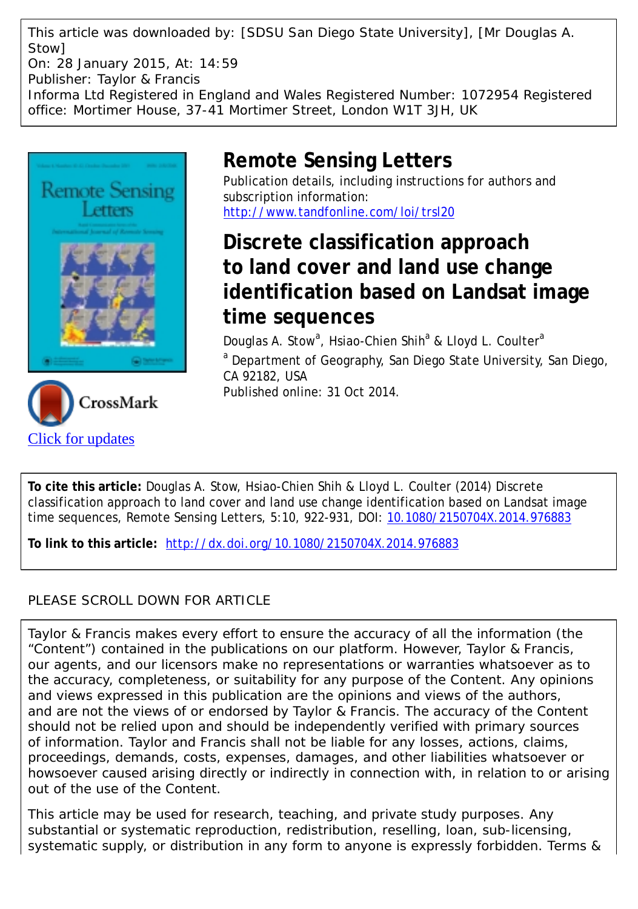This article was downloaded by: [SDSU San Diego State University], [Mr Douglas A. Stow]
On: 28 January 2015, At: 14:59
Publisher: Taylor & Francis
Informa Ltd Registered in England and Wales Registered Number: 1072954 Registered office: Mortimer House, 37-41 Mortimer Street, London W1T 3JH, UK

# Remote Sensing Letters

Publication details, including instructions for authors and subscription information:
http://www.tandfonline.com/loi/trsl20

## Discrete classification approach to land cover and land use change identification based on Landsat image time sequences

Douglas A. Stow[a], Hsiao-Chien Shih[a] & Lloyd L. Coulter[a]

[a] Department of Geography, San Diego State University, San Diego, CA 92182, USA

Published online: 31 Oct 2014.

Click for updates

**To cite this article:** Douglas A. Stow, Hsiao-Chien Shih & Lloyd L. Coulter (2014) Discrete classification approach to land cover and land use change identification based on Landsat image time sequences, Remote Sensing Letters, 5:10, 922-931, DOI: 10.1080/2150704X.2014.976883

**To link to this article:** http://dx.doi.org/10.1080/2150704X.2014.976883

PLEASE SCROLL DOWN FOR ARTICLE

Taylor & Francis makes every effort to ensure the accuracy of all the information (the "Content") contained in the publications on our platform. However, Taylor & Francis, our agents, and our licensors make no representations or warranties whatsoever as to the accuracy, completeness, or suitability for any purpose of the Content. Any opinions and views expressed in this publication are the opinions and views of the authors, and are not the views of or endorsed by Taylor & Francis. The accuracy of the Content should not be relied upon and should be independently verified with primary sources of information. Taylor and Francis shall not be liable for any losses, actions, claims, proceedings, demands, costs, expenses, damages, and other liabilities whatsoever or howsoever caused arising directly or indirectly in connection with, in relation to or arising out of the use of the Content.

This article may be used for research, teaching, and private study purposes. Any substantial or systematic reproduction, redistribution, reselling, loan, sub-licensing, systematic supply, or distribution in any form to anyone is expressly forbidden. Terms &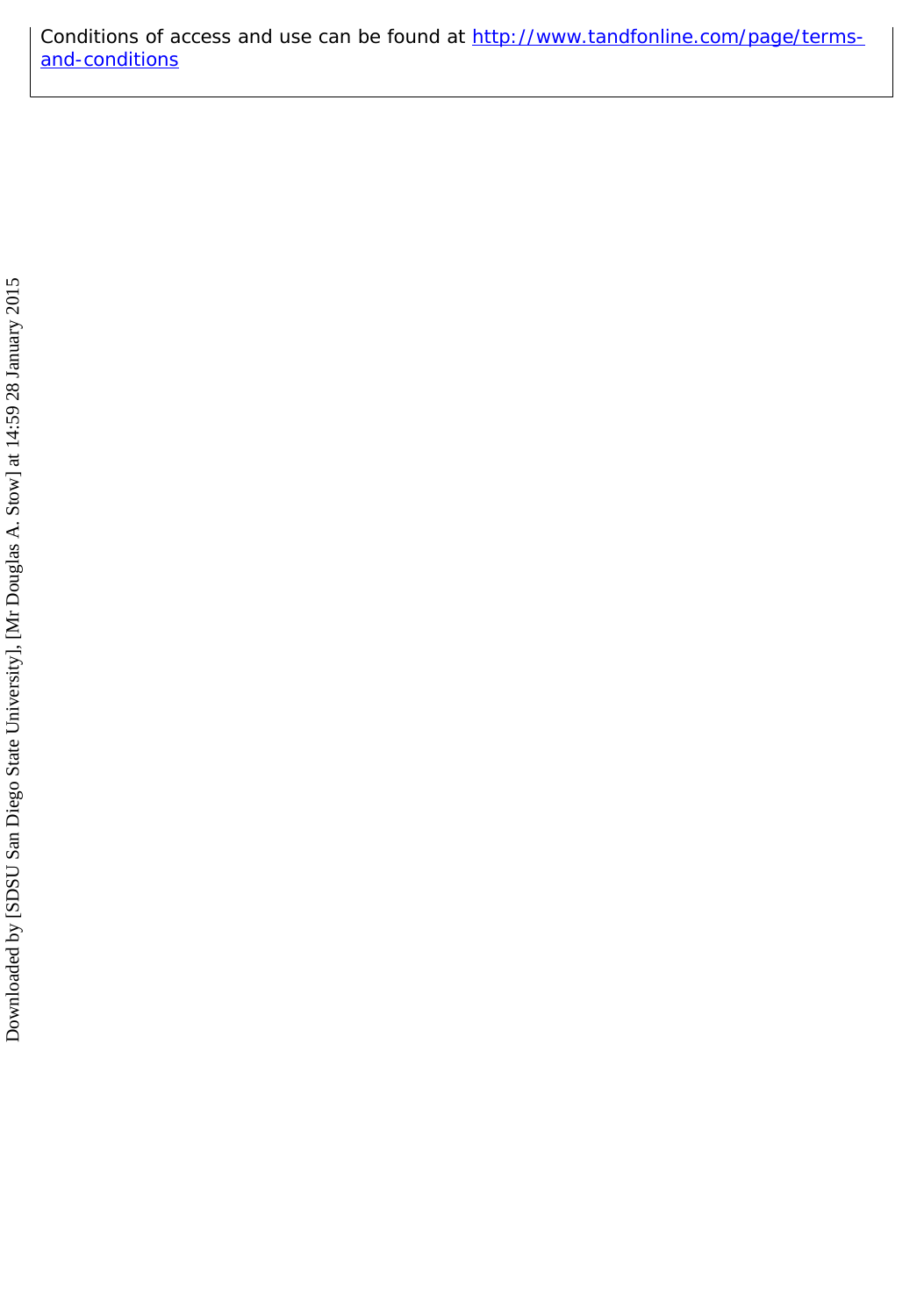Conditions of access and use can be found at [http://www.tandfonline.com/page/terms-and-conditions](http://www.tandfonline.com/page/terms-and-conditions)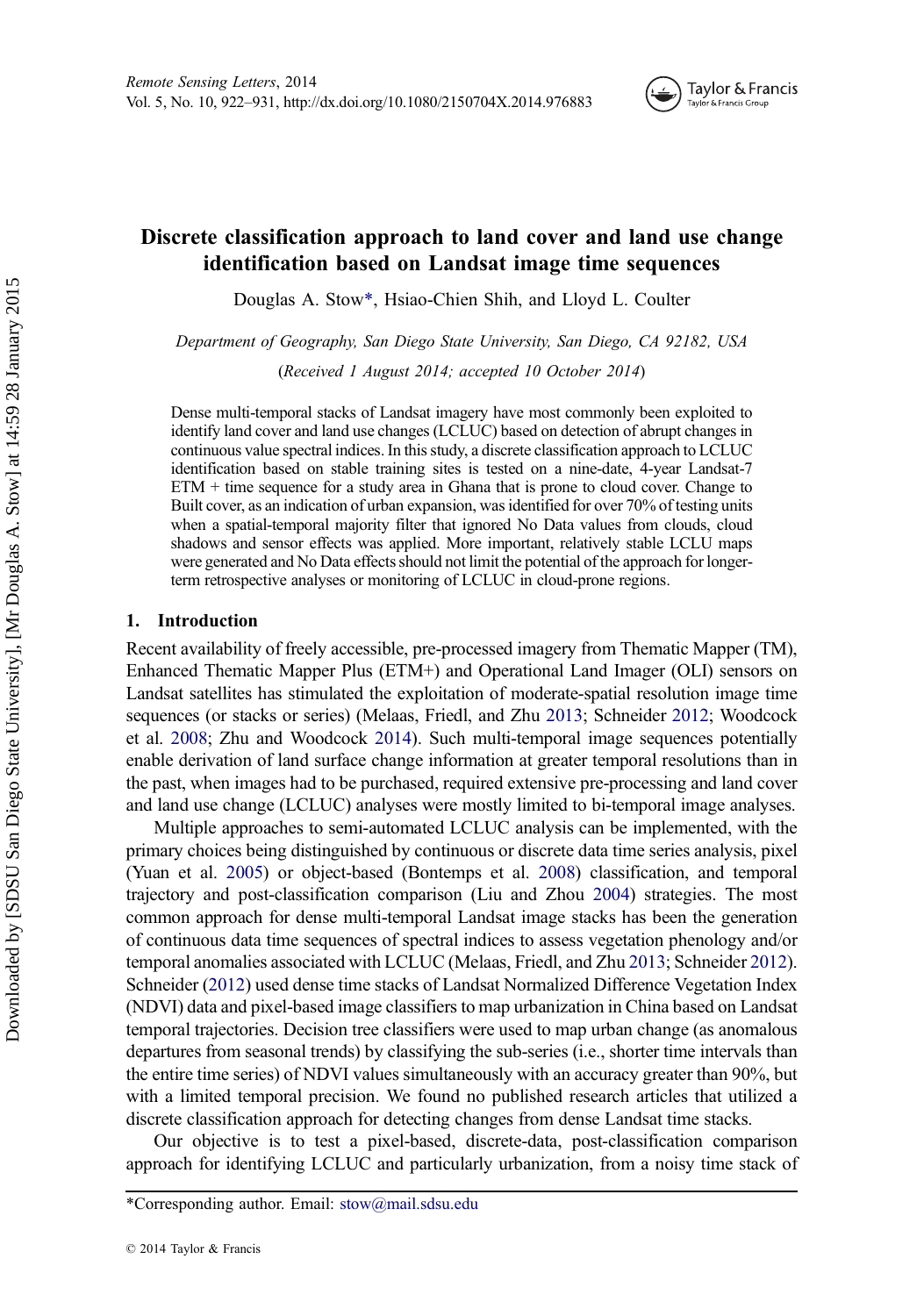# Discrete classification approach to land cover and land use change identification based on Landsat image time sequences

Douglas A. Stow*, Hsiao-Chien Shih, and Lloyd L. Coulter

*Department of Geography, San Diego State University, San Diego, CA 92182, USA*

(*Received 1 August 2014; accepted 10 October 2014*)

Dense multi-temporal stacks of Landsat imagery have most commonly been exploited to identify land cover and land use changes (LCLUC) based on detection of abrupt changes in continuous value spectral indices. In this study, a discrete classification approach to LCLUC identification based on stable training sites is tested on a nine-date, 4-year Landsat-7 ETM + time sequence for a study area in Ghana that is prone to cloud cover. Change to Built cover, as an indication of urban expansion, was identified for over 70% of testing units when a spatial-temporal majority filter that ignored No Data values from clouds, cloud shadows and sensor effects was applied. More important, relatively stable LCLU maps were generated and No Data effects should not limit the potential of the approach for longer-term retrospective analyses or monitoring of LCLUC in cloud-prone regions.

## 1. Introduction

Recent availability of freely accessible, pre-processed imagery from Thematic Mapper (TM), Enhanced Thematic Mapper Plus (ETM+) and Operational Land Imager (OLI) sensors on Landsat satellites has stimulated the exploitation of moderate-spatial resolution image time sequences (or stacks or series) (Melaas, Friedl, and Zhu 2013; Schneider 2012; Woodcock et al. 2008; Zhu and Woodcock 2014). Such multi-temporal image sequences potentially enable derivation of land surface change information at greater temporal resolutions than in the past, when images had to be purchased, required extensive pre-processing and land cover and land use change (LCLUC) analyses were mostly limited to bi-temporal image analyses.

Multiple approaches to semi-automated LCLUC analysis can be implemented, with the primary choices being distinguished by continuous or discrete data time series analysis, pixel (Yuan et al. 2005) or object-based (Bontemps et al. 2008) classification, and temporal trajectory and post-classification comparison (Liu and Zhou 2004) strategies. The most common approach for dense multi-temporal Landsat image stacks has been the generation of continuous data time sequences of spectral indices to assess vegetation phenology and/or temporal anomalies associated with LCLUC (Melaas, Friedl, and Zhu 2013; Schneider 2012). Schneider (2012) used dense time stacks of Landsat Normalized Difference Vegetation Index (NDVI) data and pixel-based image classifiers to map urbanization in China based on Landsat temporal trajectories. Decision tree classifiers were used to map urban change (as anomalous departures from seasonal trends) by classifying the sub-series (i.e., shorter time intervals than the entire time series) of NDVI values simultaneously with an accuracy greater than 90%, but with a limited temporal precision. We found no published research articles that utilized a discrete classification approach for detecting changes from dense Landsat time stacks.

Our objective is to test a pixel-based, discrete-data, post-classification comparison approach for identifying LCLUC and particularly urbanization, from a noisy time stack of

*Corresponding author. Email: stow@mail.sdsu.edu

© 2014 Taylor & Francis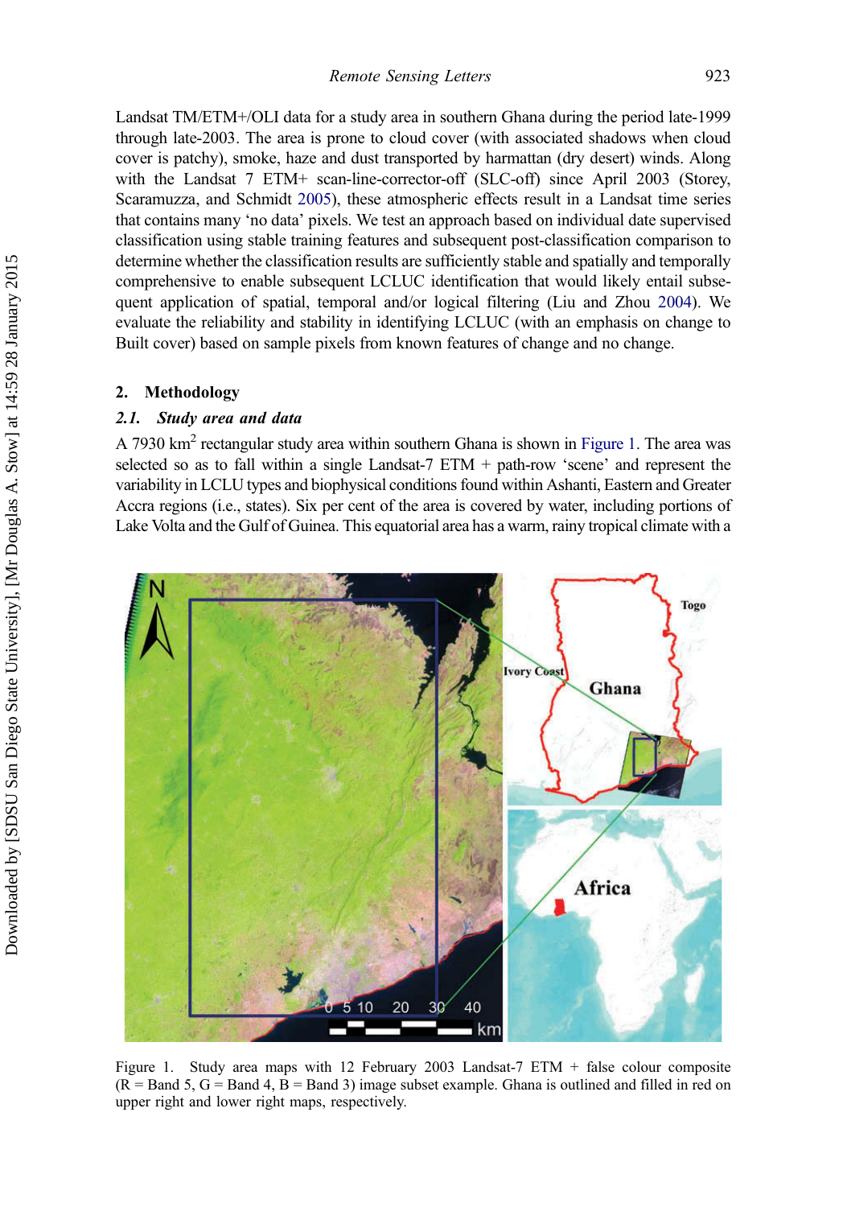Landsat TM/ETM+/OLI data for a study area in southern Ghana during the period late-1999 through late-2003. The area is prone to cloud cover (with associated shadows when cloud cover is patchy), smoke, haze and dust transported by harmattan (dry desert) winds. Along with the Landsat 7 ETM+ scan-line-corrector-off (SLC-off) since April 2003 (Storey, Scaramuzza, and Schmidt 2005), these atmospheric effects result in a Landsat time series that contains many 'no data' pixels. We test an approach based on individual date supervised classification using stable training features and subsequent post-classification comparison to determine whether the classification results are sufficiently stable and spatially and temporally comprehensive to enable subsequent LCLUC identification that would likely entail subsequent application of spatial, temporal and/or logical filtering (Liu and Zhou 2004). We evaluate the reliability and stability in identifying LCLUC (with an emphasis on change to Built cover) based on sample pixels from known features of change and no change.

## 2. Methodology

### *2.1. Study area and data*

A 7930 km$^2$ rectangular study area within southern Ghana is shown in Figure 1. The area was selected so as to fall within a single Landsat-7 ETM + path-row 'scene' and represent the variability in LCLU types and biophysical conditions found within Ashanti, Eastern and Greater Accra regions (i.e., states). Six per cent of the area is covered by water, including portions of Lake Volta and the Gulf of Guinea. This equatorial area has a warm, rainy tropical climate with a

Figure 1. Study area maps with 12 February 2003 Landsat-7 ETM + false colour composite (R = Band 5, G = Band 4, B = Band 3) image subset example. Ghana is outlined and filled in red on upper right and lower right maps, respectively.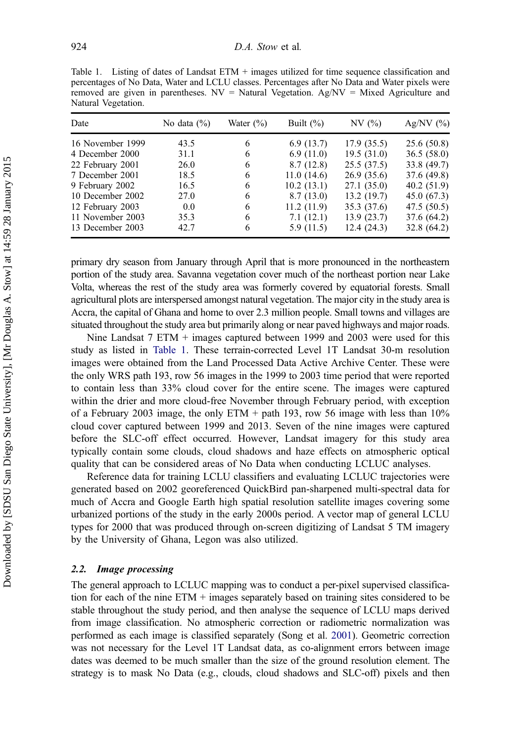Table 1. Listing of dates of Landsat ETM + images utilized for time sequence classification and percentages of No Data, Water and LCLU classes. Percentages after No Data and Water pixels were removed are given in parentheses. NV = Natural Vegetation. Ag/NV = Mixed Agriculture and Natural Vegetation.

| Date | No data (%) | Water (%) | Built (%) | NV (%) | Ag/NV (%) |
|---|---|---|---|---|---|
| 16 November 1999 | 43.5 | 6 | 6.9 (13.7) | 17.9 (35.5) | 25.6 (50.8) |
| 4 December 2000 | 31.1 | 6 | 6.9 (11.0) | 19.5 (31.0) | 36.5 (58.0) |
| 22 February 2001 | 26.0 | 6 | 8.7 (12.8) | 25.5 (37.5) | 33.8 (49.7) |
| 7 December 2001 | 18.5 | 6 | 11.0 (14.6) | 26.9 (35.6) | 37.6 (49.8) |
| 9 February 2002 | 16.5 | 6 | 10.2 (13.1) | 27.1 (35.0) | 40.2 (51.9) |
| 10 December 2002 | 27.0 | 6 | 8.7 (13.0) | 13.2 (19.7) | 45.0 (67.3) |
| 12 February 2003 | 0.0 | 6 | 11.2 (11.9) | 35.3 (37.6) | 47.5 (50.5) |
| 11 November 2003 | 35.3 | 6 | 7.1 (12.1) | 13.9 (23.7) | 37.6 (64.2) |
| 13 December 2003 | 42.7 | 6 | 5.9 (11.5) | 12.4 (24.3) | 32.8 (64.2) |

primary dry season from January through April that is more pronounced in the northeastern portion of the study area. Savanna vegetation cover much of the northeast portion near Lake Volta, whereas the rest of the study area was formerly covered by equatorial forests. Small agricultural plots are interspersed amongst natural vegetation. The major city in the study area is Accra, the capital of Ghana and home to over 2.3 million people. Small towns and villages are situated throughout the study area but primarily along or near paved highways and major roads.

Nine Landsat 7 ETM + images captured between 1999 and 2003 were used for this study as listed in Table 1. These terrain-corrected Level 1T Landsat 30-m resolution images were obtained from the Land Processed Data Active Archive Center. These were the only WRS path 193, row 56 images in the 1999 to 2003 time period that were reported to contain less than 33% cloud cover for the entire scene. The images were captured within the drier and more cloud-free November through February period, with exception of a February 2003 image, the only ETM + path 193, row 56 image with less than 10% cloud cover captured between 1999 and 2013. Seven of the nine images were captured before the SLC-off effect occurred. However, Landsat imagery for this study area typically contain some clouds, cloud shadows and haze effects on atmospheric optical quality that can be considered areas of No Data when conducting LCLUC analyses.

Reference data for training LCLU classifiers and evaluating LCLUC trajectories were generated based on 2002 georeferenced QuickBird pan-sharpened multi-spectral data for much of Accra and Google Earth high spatial resolution satellite images covering some urbanized portions of the study in the early 2000s period. A vector map of general LCLU types for 2000 that was produced through on-screen digitizing of Landsat 5 TM imagery by the University of Ghana, Legon was also utilized.

### 2.2. *Image processing*

The general approach to LCLUC mapping was to conduct a per-pixel supervised classification for each of the nine ETM + images separately based on training sites considered to be stable throughout the study period, and then analyse the sequence of LCLU maps derived from image classification. No atmospheric correction or radiometric normalization was performed as each image is classified separately (Song et al. 2001). Geometric correction was not necessary for the Level 1T Landsat data, as co-alignment errors between image dates was deemed to be much smaller than the size of the ground resolution element. The strategy is to mask No Data (e.g., clouds, cloud shadows and SLC-off) pixels and then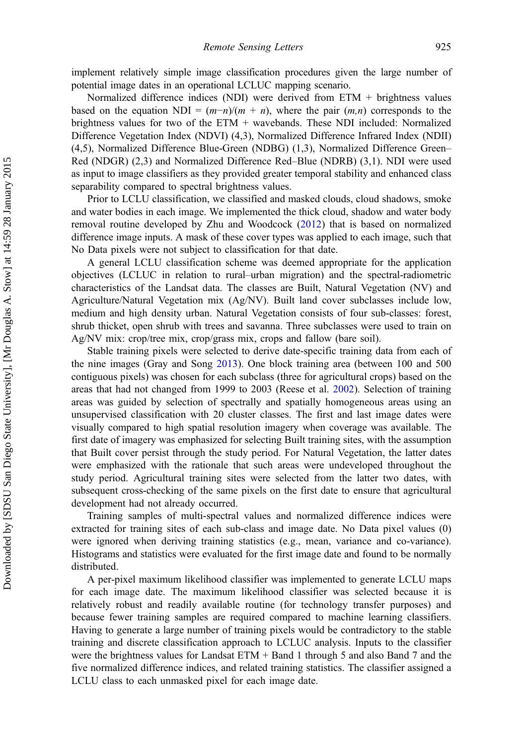implement relatively simple image classification procedures given the large number of potential image dates in an operational LCLUC mapping scenario.

Normalized difference indices (NDI) were derived from ETM + brightness values based on the equation NDI = $(m-n)/(m+n)$, where the pair $(m,n)$ corresponds to the brightness values for two of the ETM + wavebands. These NDI included: Normalized Difference Vegetation Index (NDVI) (4,3), Normalized Difference Infrared Index (NDII) (4,5), Normalized Difference Blue-Green (NDBG) (1,3), Normalized Difference Green–Red (NDGR) (2,3) and Normalized Difference Red–Blue (NDRB) (3,1). NDI were used as input to image classifiers as they provided greater temporal stability and enhanced class separability compared to spectral brightness values.

Prior to LCLU classification, we classified and masked clouds, cloud shadows, smoke and water bodies in each image. We implemented the thick cloud, shadow and water body removal routine developed by Zhu and Woodcock (2012) that is based on normalized difference image inputs. A mask of these cover types was applied to each image, such that No Data pixels were not subject to classification for that date.

A general LCLU classification scheme was deemed appropriate for the application objectives (LCLUC in relation to rural–urban migration) and the spectral-radiometric characteristics of the Landsat data. The classes are Built, Natural Vegetation (NV) and Agriculture/Natural Vegetation mix (Ag/NV). Built land cover subclasses include low, medium and high density urban. Natural Vegetation consists of four sub-classes: forest, shrub thicket, open shrub with trees and savanna. Three subclasses were used to train on Ag/NV mix: crop/tree mix, crop/grass mix, crops and fallow (bare soil).

Stable training pixels were selected to derive date-specific training data from each of the nine images (Gray and Song 2013). One block training area (between 100 and 500 contiguous pixels) was chosen for each subclass (three for agricultural crops) based on the areas that had not changed from 1999 to 2003 (Reese et al. 2002). Selection of training areas was guided by selection of spectrally and spatially homogeneous areas using an unsupervised classification with 20 cluster classes. The first and last image dates were visually compared to high spatial resolution imagery when coverage was available. The first date of imagery was emphasized for selecting Built training sites, with the assumption that Built cover persist through the study period. For Natural Vegetation, the latter dates were emphasized with the rationale that such areas were undeveloped throughout the study period. Agricultural training sites were selected from the latter two dates, with subsequent cross-checking of the same pixels on the first date to ensure that agricultural development had not already occurred.

Training samples of multi-spectral values and normalized difference indices were extracted for training sites of each sub-class and image date. No Data pixel values (0) were ignored when deriving training statistics (e.g., mean, variance and co-variance). Histograms and statistics were evaluated for the first image date and found to be normally distributed.

A per-pixel maximum likelihood classifier was implemented to generate LCLU maps for each image date. The maximum likelihood classifier was selected because it is relatively robust and readily available routine (for technology transfer purposes) and because fewer training samples are required compared to machine learning classifiers. Having to generate a large number of training pixels would be contradictory to the stable training and discrete classification approach to LCLUC analysis. Inputs to the classifier were the brightness values for Landsat ETM + Band 1 through 5 and also Band 7 and the five normalized difference indices, and related training statistics. The classifier assigned a LCLU class to each unmasked pixel for each image date.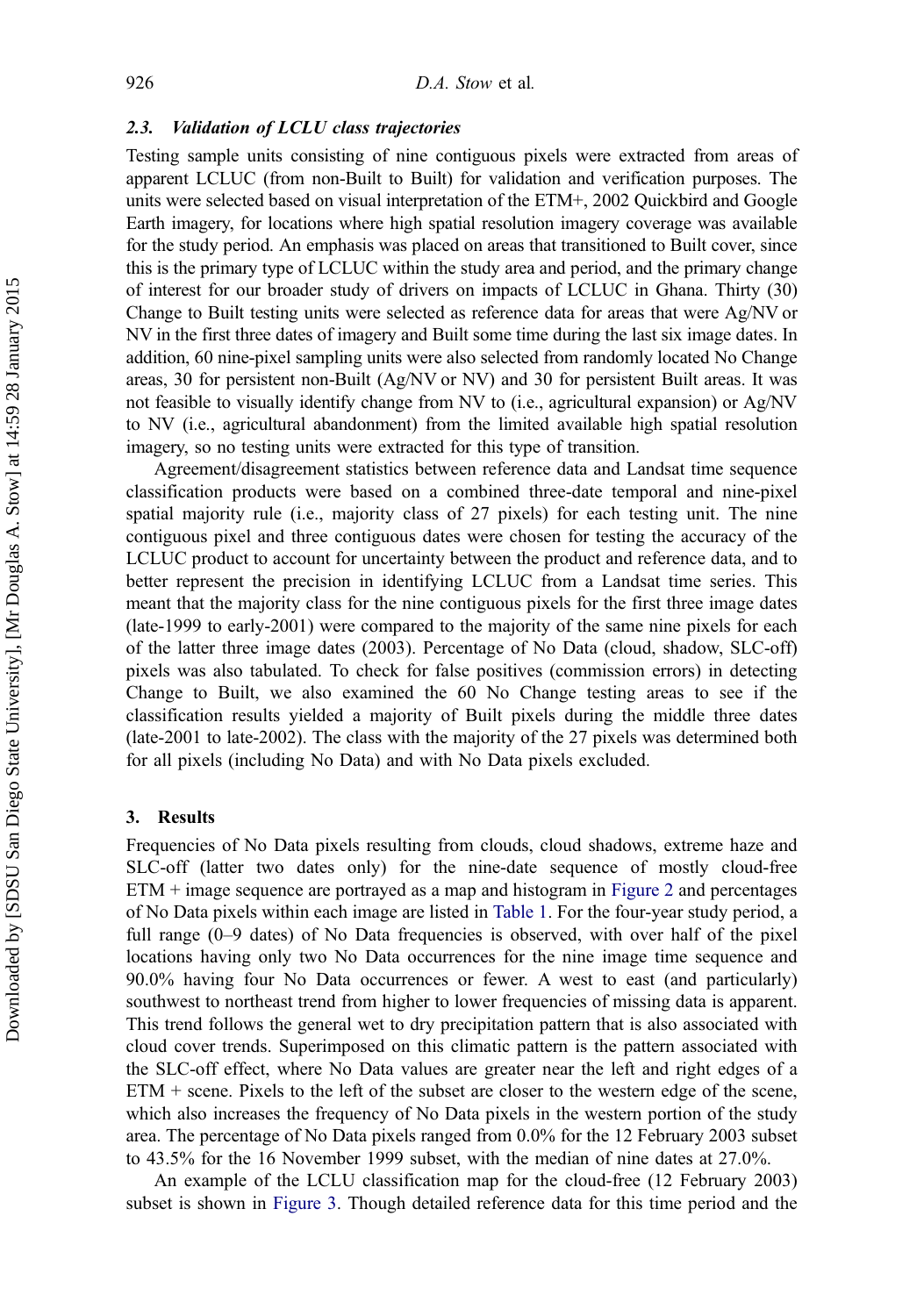### 2.3. *Validation of LCLU class trajectories*

Testing sample units consisting of nine contiguous pixels were extracted from areas of apparent LCLUC (from non-Built to Built) for validation and verification purposes. The units were selected based on visual interpretation of the ETM+, 2002 Quickbird and Google Earth imagery, for locations where high spatial resolution imagery coverage was available for the study period. An emphasis was placed on areas that transitioned to Built cover, since this is the primary type of LCLUC within the study area and period, and the primary change of interest for our broader study of drivers on impacts of LCLUC in Ghana. Thirty (30) Change to Built testing units were selected as reference data for areas that were Ag/NV or NV in the first three dates of imagery and Built some time during the last six image dates. In addition, 60 nine-pixel sampling units were also selected from randomly located No Change areas, 30 for persistent non-Built (Ag/NV or NV) and 30 for persistent Built areas. It was not feasible to visually identify change from NV to (i.e., agricultural expansion) or Ag/NV to NV (i.e., agricultural abandonment) from the limited available high spatial resolution imagery, so no testing units were extracted for this type of transition.

Agreement/disagreement statistics between reference data and Landsat time sequence classification products were based on a combined three-date temporal and nine-pixel spatial majority rule (i.e., majority class of 27 pixels) for each testing unit. The nine contiguous pixel and three contiguous dates were chosen for testing the accuracy of the LCLUC product to account for uncertainty between the product and reference data, and to better represent the precision in identifying LCLUC from a Landsat time series. This meant that the majority class for the nine contiguous pixels for the first three image dates (late-1999 to early-2001) were compared to the majority of the same nine pixels for each of the latter three image dates (2003). Percentage of No Data (cloud, shadow, SLC-off) pixels was also tabulated. To check for false positives (commission errors) in detecting Change to Built, we also examined the 60 No Change testing areas to see if the classification results yielded a majority of Built pixels during the middle three dates (late-2001 to late-2002). The class with the majority of the 27 pixels was determined both for all pixels (including No Data) and with No Data pixels excluded.

## 3. Results

Frequencies of No Data pixels resulting from clouds, cloud shadows, extreme haze and SLC-off (latter two dates only) for the nine-date sequence of mostly cloud-free ETM + image sequence are portrayed as a map and histogram in Figure 2 and percentages of No Data pixels within each image are listed in Table 1. For the four-year study period, a full range (0–9 dates) of No Data frequencies is observed, with over half of the pixel locations having only two No Data occurrences for the nine image time sequence and 90.0% having four No Data occurrences or fewer. A west to east (and particularly) southwest to northeast trend from higher to lower frequencies of missing data is apparent. This trend follows the general wet to dry precipitation pattern that is also associated with cloud cover trends. Superimposed on this climatic pattern is the pattern associated with the SLC-off effect, where No Data values are greater near the left and right edges of a ETM + scene. Pixels to the left of the subset are closer to the western edge of the scene, which also increases the frequency of No Data pixels in the western portion of the study area. The percentage of No Data pixels ranged from 0.0% for the 12 February 2003 subset to 43.5% for the 16 November 1999 subset, with the median of nine dates at 27.0%.

An example of the LCLU classification map for the cloud-free (12 February 2003) subset is shown in Figure 3. Though detailed reference data for this time period and the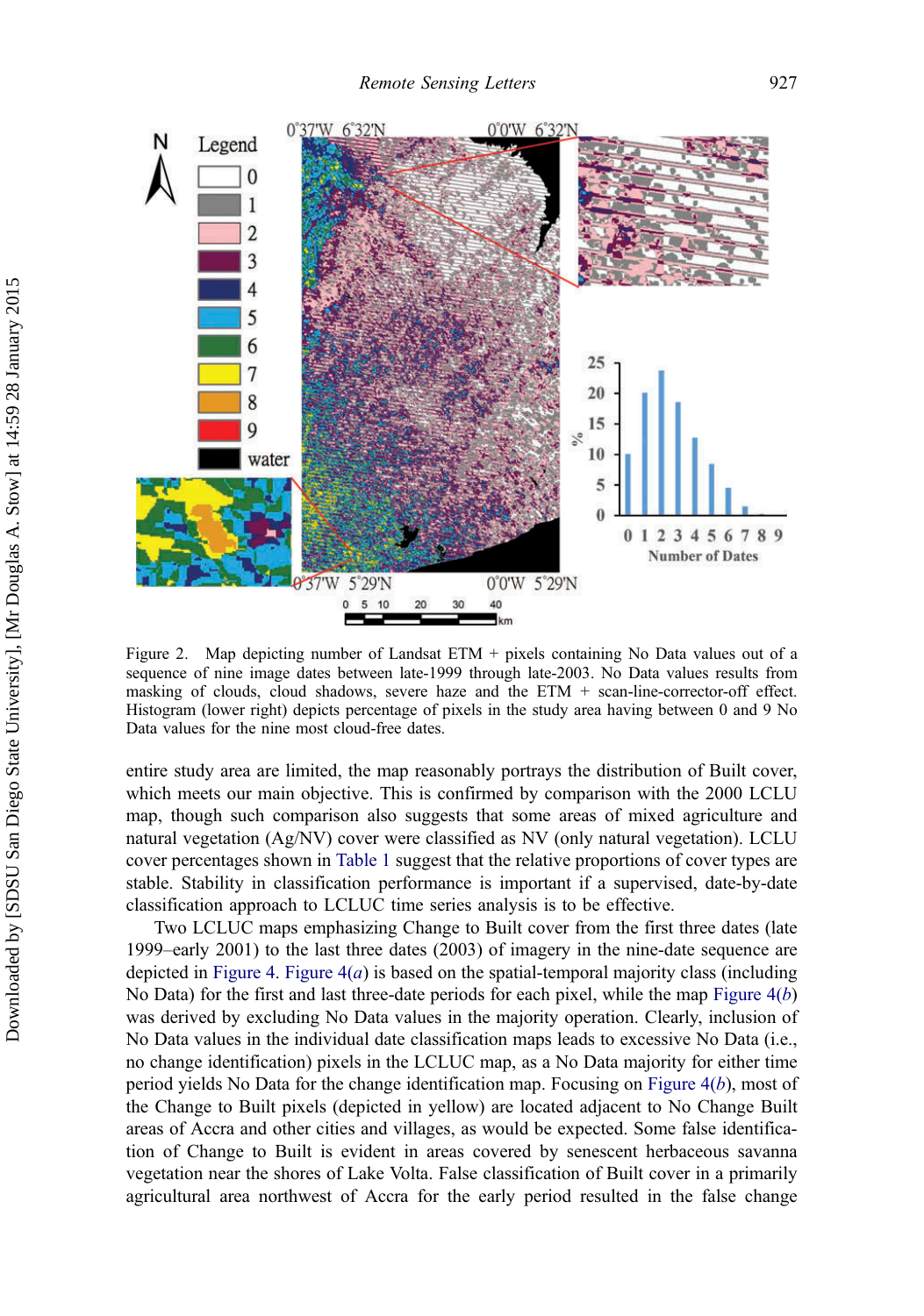Figure 2. Map depicting number of Landsat ETM + pixels containing No Data values out of a sequence of nine image dates between late-1999 through late-2003. No Data values results from masking of clouds, cloud shadows, severe haze and the ETM + scan-line-corrector-off effect. Histogram (lower right) depicts percentage of pixels in the study area having between 0 and 9 No Data values for the nine most cloud-free dates.

entire study area are limited, the map reasonably portrays the distribution of Built cover, which meets our main objective. This is confirmed by comparison with the 2000 LCLU map, though such comparison also suggests that some areas of mixed agriculture and natural vegetation (Ag/NV) cover were classified as NV (only natural vegetation). LCLU cover percentages shown in Table 1 suggest that the relative proportions of cover types are stable. Stability in classification performance is important if a supervised, date-by-date classification approach to LCLUC time series analysis is to be effective.

Two LCLUC maps emphasizing Change to Built cover from the first three dates (late 1999–early 2001) to the last three dates (2003) of imagery in the nine-date sequence are depicted in Figure 4. Figure 4(*a*) is based on the spatial-temporal majority class (including No Data) for the first and last three-date periods for each pixel, while the map Figure 4(*b*) was derived by excluding No Data values in the majority operation. Clearly, inclusion of No Data values in the individual date classification maps leads to excessive No Data (i.e., no change identification) pixels in the LCLUC map, as a No Data majority for either time period yields No Data for the change identification map. Focusing on Figure 4(*b*), most of the Change to Built pixels (depicted in yellow) are located adjacent to No Change Built areas of Accra and other cities and villages, as would be expected. Some false identification of Change to Built is evident in areas covered by senescent herbaceous savanna vegetation near the shores of Lake Volta. False classification of Built cover in a primarily agricultural area northwest of Accra for the early period resulted in the false change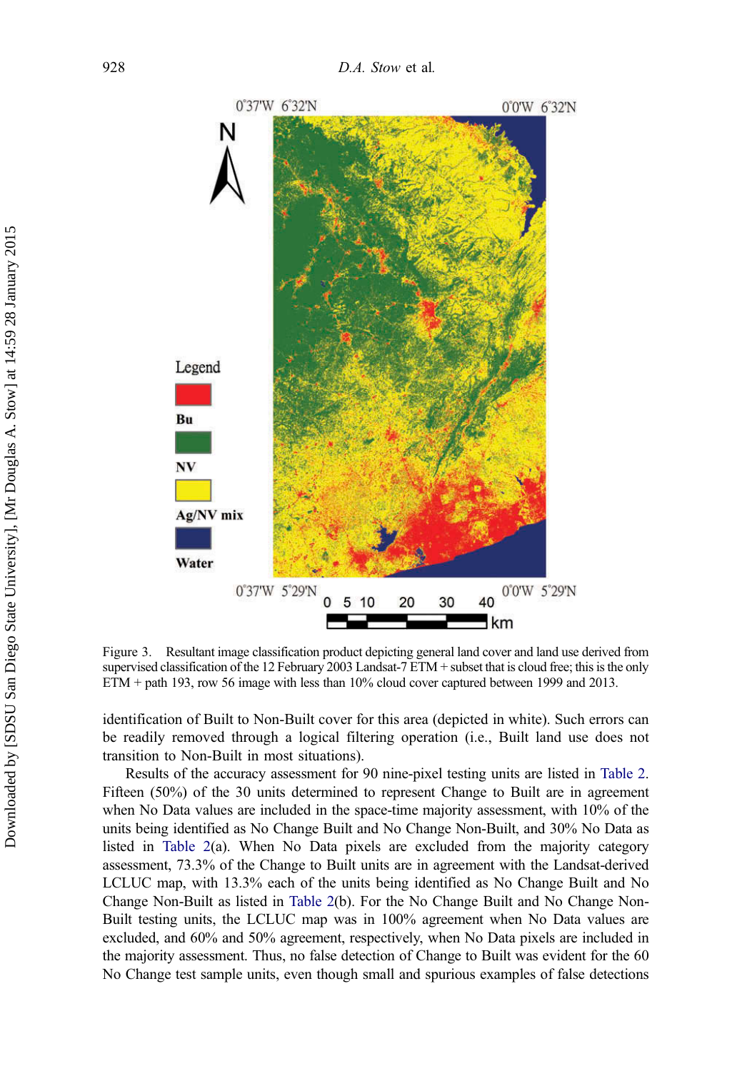Figure 3. Resultant image classification product depicting general land cover and land use derived from supervised classification of the 12 February 2003 Landsat-7 ETM + subset that is cloud free; this is the only ETM + path 193, row 56 image with less than 10% cloud cover captured between 1999 and 2013.

identification of Built to Non-Built cover for this area (depicted in white). Such errors can be readily removed through a logical filtering operation (i.e., Built land use does not transition to Non-Built in most situations).

Results of the accuracy assessment for 90 nine-pixel testing units are listed in Table 2. Fifteen (50%) of the 30 units determined to represent Change to Built are in agreement when No Data values are included in the space-time majority assessment, with 10% of the units being identified as No Change Built and No Change Non-Built, and 30% No Data as listed in Table 2(a). When No Data pixels are excluded from the majority category assessment, 73.3% of the Change to Built units are in agreement with the Landsat-derived LCLUC map, with 13.3% each of the units being identified as No Change Built and No Change Non-Built as listed in Table 2(b). For the No Change Built and No Change Non-Built testing units, the LCLUC map was in 100% agreement when No Data values are excluded, and 60% and 50% agreement, respectively, when No Data pixels are included in the majority assessment. Thus, no false detection of Change to Built was evident for the 60 No Change test sample units, even though small and spurious examples of false detections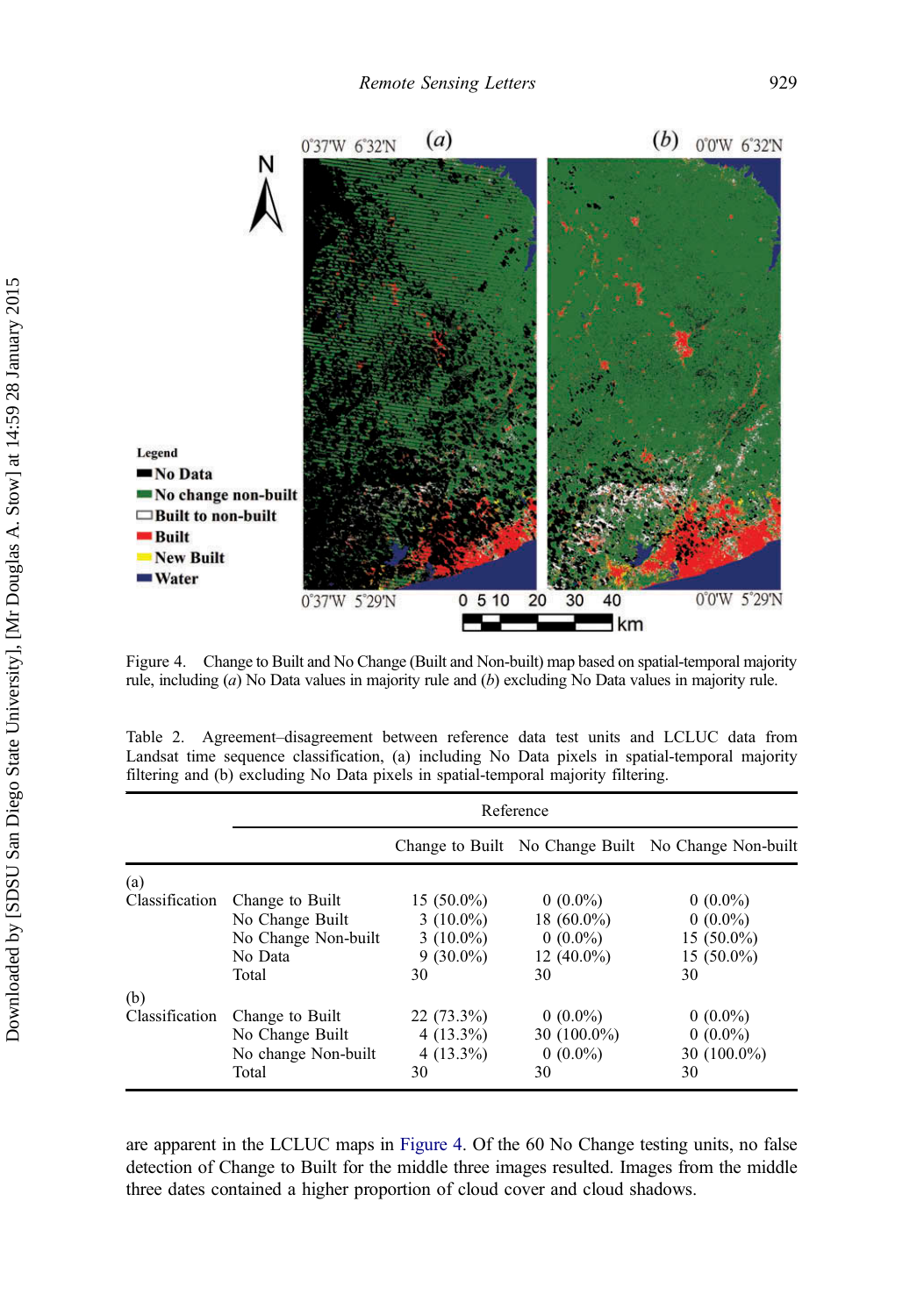Figure 4. Change to Built and No Change (Built and Non-built) map based on spatial-temporal majority rule, including (*a*) No Data values in majority rule and (*b*) excluding No Data values in majority rule.

Table 2. Agreement–disagreement between reference data test units and LCLUC data from Landsat time sequence classification, (a) including No Data pixels in spatial-temporal majority filtering and (b) excluding No Data pixels in spatial-temporal majority filtering.

| | | Reference | | |
|---|---|---|---|---|
| | | Change to Built | No Change Built | No Change Non-built |
| (a) | | | | |
| Classification | Change to Built | 15 (50.0%) | 0 (0.0%) | 0 (0.0%) |
| | No Change Built | 3 (10.0%) | 18 (60.0%) | 0 (0.0%) |
| | No Change Non-built | 3 (10.0%) | 0 (0.0%) | 15 (50.0%) |
| | No Data | 9 (30.0%) | 12 (40.0%) | 15 (50.0%) |
| | Total | 30 | 30 | 30 |
| (b) | | | | |
| Classification | Change to Built | 22 (73.3%) | 0 (0.0%) | 0 (0.0%) |
| | No Change Built | 4 (13.3%) | 30 (100.0%) | 0 (0.0%) |
| | No change Non-built | 4 (13.3%) | 0 (0.0%) | 30 (100.0%) |
| | Total | 30 | 30 | 30 |

are apparent in the LCLUC maps in Figure 4. Of the 60 No Change testing units, no false detection of Change to Built for the middle three images resulted. Images from the middle three dates contained a higher proportion of cloud cover and cloud shadows.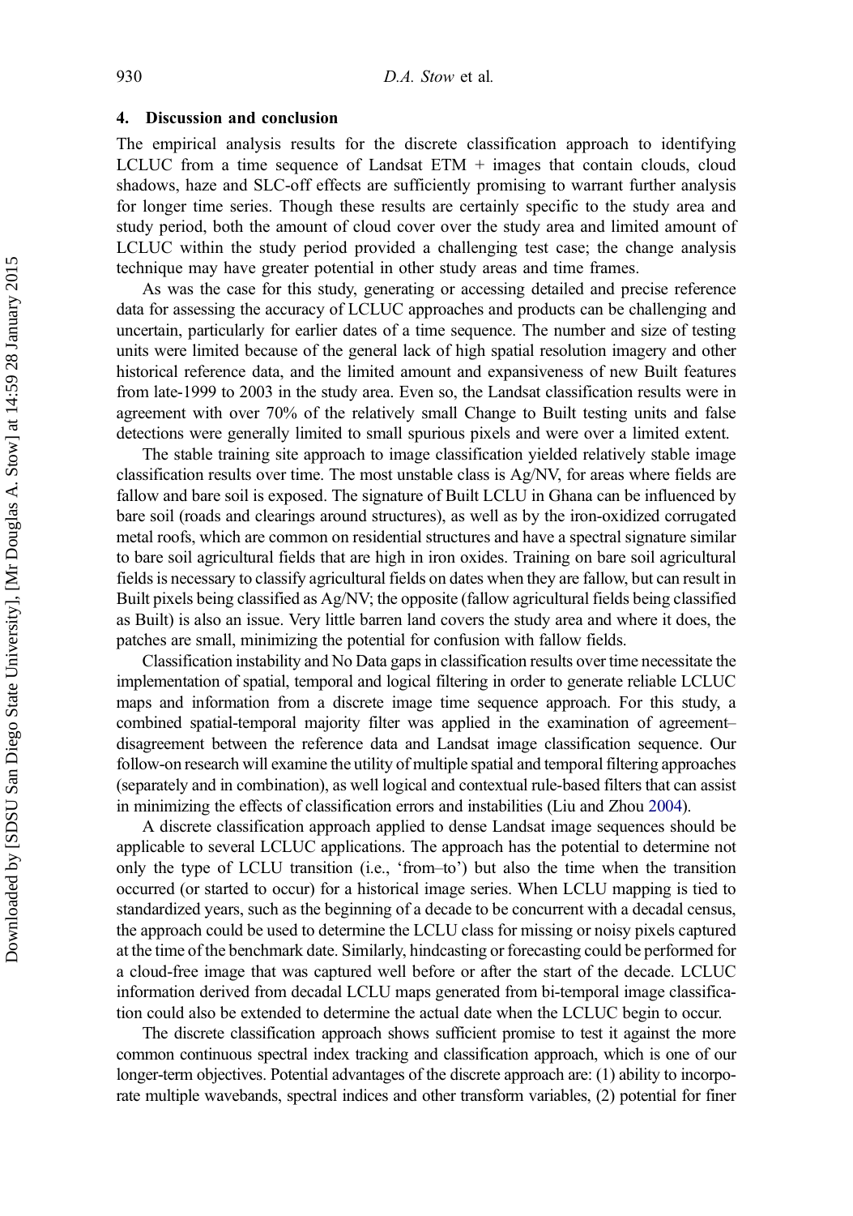## 4. Discussion and conclusion

The empirical analysis results for the discrete classification approach to identifying LCLUC from a time sequence of Landsat ETM + images that contain clouds, cloud shadows, haze and SLC-off effects are sufficiently promising to warrant further analysis for longer time series. Though these results are certainly specific to the study area and study period, both the amount of cloud cover over the study area and limited amount of LCLUC within the study period provided a challenging test case; the change analysis technique may have greater potential in other study areas and time frames.

As was the case for this study, generating or accessing detailed and precise reference data for assessing the accuracy of LCLUC approaches and products can be challenging and uncertain, particularly for earlier dates of a time sequence. The number and size of testing units were limited because of the general lack of high spatial resolution imagery and other historical reference data, and the limited amount and expansiveness of new Built features from late-1999 to 2003 in the study area. Even so, the Landsat classification results were in agreement with over 70% of the relatively small Change to Built testing units and false detections were generally limited to small spurious pixels and were over a limited extent.

The stable training site approach to image classification yielded relatively stable image classification results over time. The most unstable class is Ag/NV, for areas where fields are fallow and bare soil is exposed. The signature of Built LCLU in Ghana can be influenced by bare soil (roads and clearings around structures), as well as by the iron-oxidized corrugated metal roofs, which are common on residential structures and have a spectral signature similar to bare soil agricultural fields that are high in iron oxides. Training on bare soil agricultural fields is necessary to classify agricultural fields on dates when they are fallow, but can result in Built pixels being classified as Ag/NV; the opposite (fallow agricultural fields being classified as Built) is also an issue. Very little barren land covers the study area and where it does, the patches are small, minimizing the potential for confusion with fallow fields.

Classification instability and No Data gaps in classification results over time necessitate the implementation of spatial, temporal and logical filtering in order to generate reliable LCLUC maps and information from a discrete image time sequence approach. For this study, a combined spatial-temporal majority filter was applied in the examination of agreement–disagreement between the reference data and Landsat image classification sequence. Our follow-on research will examine the utility of multiple spatial and temporal filtering approaches (separately and in combination), as well logical and contextual rule-based filters that can assist in minimizing the effects of classification errors and instabilities (Liu and Zhou 2004).

A discrete classification approach applied to dense Landsat image sequences should be applicable to several LCLUC applications. The approach has the potential to determine not only the type of LCLU transition (i.e., 'from–to') but also the time when the transition occurred (or started to occur) for a historical image series. When LCLU mapping is tied to standardized years, such as the beginning of a decade to be concurrent with a decadal census, the approach could be used to determine the LCLU class for missing or noisy pixels captured at the time of the benchmark date. Similarly, hindcasting or forecasting could be performed for a cloud-free image that was captured well before or after the start of the decade. LCLUC information derived from decadal LCLU maps generated from bi-temporal image classification could also be extended to determine the actual date when the LCLUC begin to occur.

The discrete classification approach shows sufficient promise to test it against the more common continuous spectral index tracking and classification approach, which is one of our longer-term objectives. Potential advantages of the discrete approach are: (1) ability to incorporate multiple wavebands, spectral indices and other transform variables, (2) potential for finer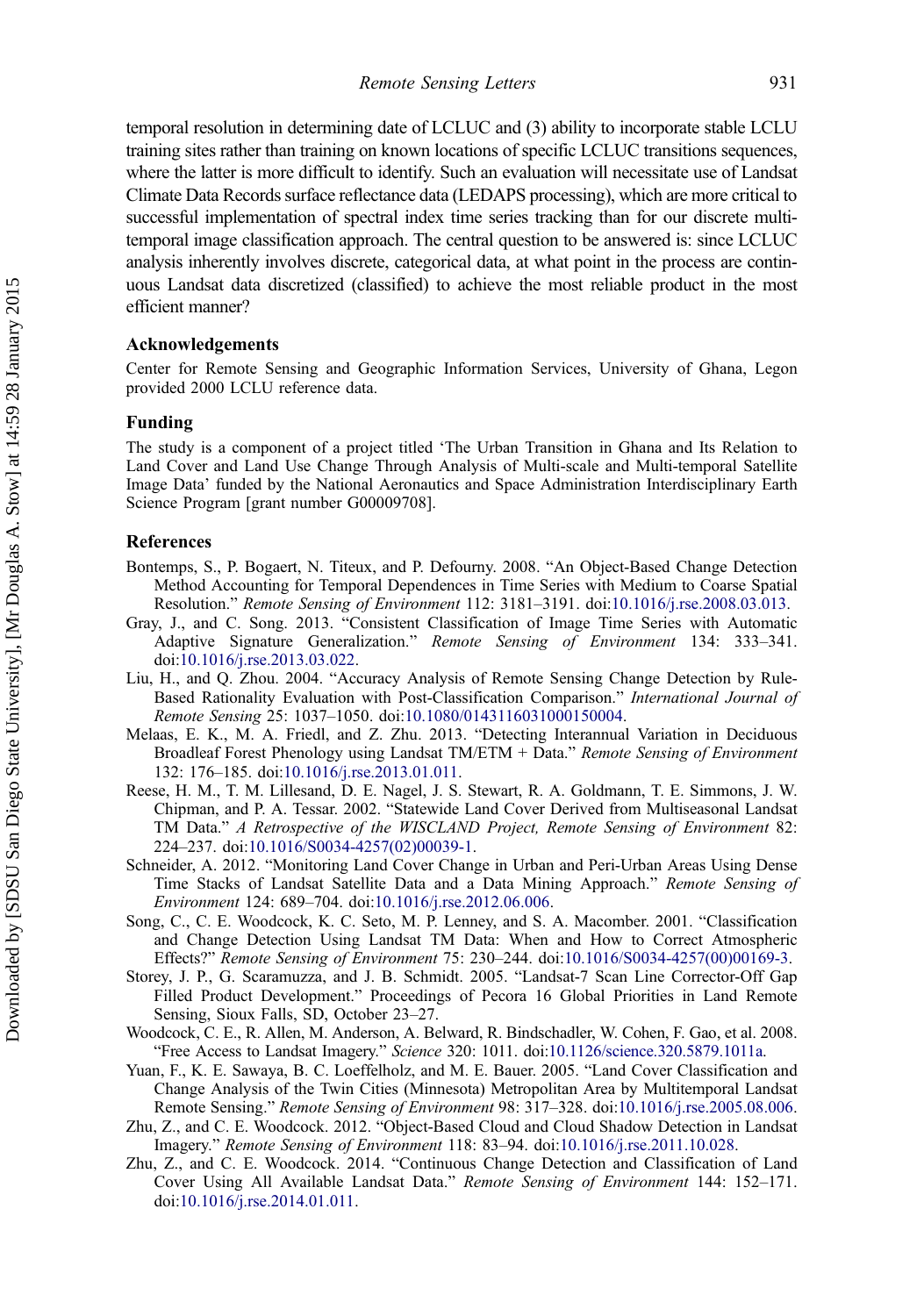temporal resolution in determining date of LCLUC and (3) ability to incorporate stable LCLU training sites rather than training on known locations of specific LCLUC transitions sequences, where the latter is more difficult to identify. Such an evaluation will necessitate use of Landsat Climate Data Records surface reflectance data (LEDAPS processing), which are more critical to successful implementation of spectral index time series tracking than for our discrete multi-temporal image classification approach. The central question to be answered is: since LCLUC analysis inherently involves discrete, categorical data, at what point in the process are continuous Landsat data discretized (classified) to achieve the most reliable product in the most efficient manner?

## Acknowledgements

Center for Remote Sensing and Geographic Information Services, University of Ghana, Legon provided 2000 LCLU reference data.

## Funding

The study is a component of a project titled 'The Urban Transition in Ghana and Its Relation to Land Cover and Land Use Change Through Analysis of Multi-scale and Multi-temporal Satellite Image Data' funded by the National Aeronautics and Space Administration Interdisciplinary Earth Science Program [grant number G00009708].

## References

Bontemps, S., P. Bogaert, N. Titeux, and P. Defourny. 2008. "An Object-Based Change Detection Method Accounting for Temporal Dependences in Time Series with Medium to Coarse Spatial Resolution." *Remote Sensing of Environment* 112: 3181–3191. doi:10.1016/j.rse.2008.03.013.

Gray, J., and C. Song. 2013. "Consistent Classification of Image Time Series with Automatic Adaptive Signature Generalization." *Remote Sensing of Environment* 134: 333–341. doi:10.1016/j.rse.2013.03.022.

Liu, H., and Q. Zhou. 2004. "Accuracy Analysis of Remote Sensing Change Detection by Rule-Based Rationality Evaluation with Post-Classification Comparison." *International Journal of Remote Sensing* 25: 1037–1050. doi:10.1080/0143116031000150004.

Melaas, E. K., M. A. Friedl, and Z. Zhu. 2013. "Detecting Interannual Variation in Deciduous Broadleaf Forest Phenology using Landsat TM/ETM + Data." *Remote Sensing of Environment* 132: 176–185. doi:10.1016/j.rse.2013.01.011.

Reese, H. M., T. M. Lillesand, D. E. Nagel, J. S. Stewart, R. A. Goldmann, T. E. Simmons, J. W. Chipman, and P. A. Tessar. 2002. "Statewide Land Cover Derived from Multiseasonal Landsat TM Data." *A Retrospective of the WISCLAND Project, Remote Sensing of Environment* 82: 224–237. doi:10.1016/S0034-4257(02)00039-1.

Schneider, A. 2012. "Monitoring Land Cover Change in Urban and Peri-Urban Areas Using Dense Time Stacks of Landsat Satellite Data and a Data Mining Approach." *Remote Sensing of Environment* 124: 689–704. doi:10.1016/j.rse.2012.06.006.

Song, C., C. E. Woodcock, K. C. Seto, M. P. Lenney, and S. A. Macomber. 2001. "Classification and Change Detection Using Landsat TM Data: When and How to Correct Atmospheric Effects?" *Remote Sensing of Environment* 75: 230–244. doi:10.1016/S0034-4257(00)00169-3.

Storey, J. P., G. Scaramuzza, and J. B. Schmidt. 2005. "Landsat-7 Scan Line Corrector-Off Gap Filled Product Development." Proceedings of Pecora 16 Global Priorities in Land Remote Sensing, Sioux Falls, SD, October 23–27.

Woodcock, C. E., R. Allen, M. Anderson, A. Belward, R. Bindschadler, W. Cohen, F. Gao, et al. 2008. "Free Access to Landsat Imagery." *Science* 320: 1011. doi:10.1126/science.320.5879.1011a.

Yuan, F., K. E. Sawaya, B. C. Loeffelholz, and M. E. Bauer. 2005. "Land Cover Classification and Change Analysis of the Twin Cities (Minnesota) Metropolitan Area by Multitemporal Landsat Remote Sensing." *Remote Sensing of Environment* 98: 317–328. doi:10.1016/j.rse.2005.08.006.

Zhu, Z., and C. E. Woodcock. 2012. "Object-Based Cloud and Cloud Shadow Detection in Landsat Imagery." *Remote Sensing of Environment* 118: 83–94. doi:10.1016/j.rse.2011.10.028.

Zhu, Z., and C. E. Woodcock. 2014. "Continuous Change Detection and Classification of Land Cover Using All Available Landsat Data." *Remote Sensing of Environment* 144: 152–171. doi:10.1016/j.rse.2014.01.011.